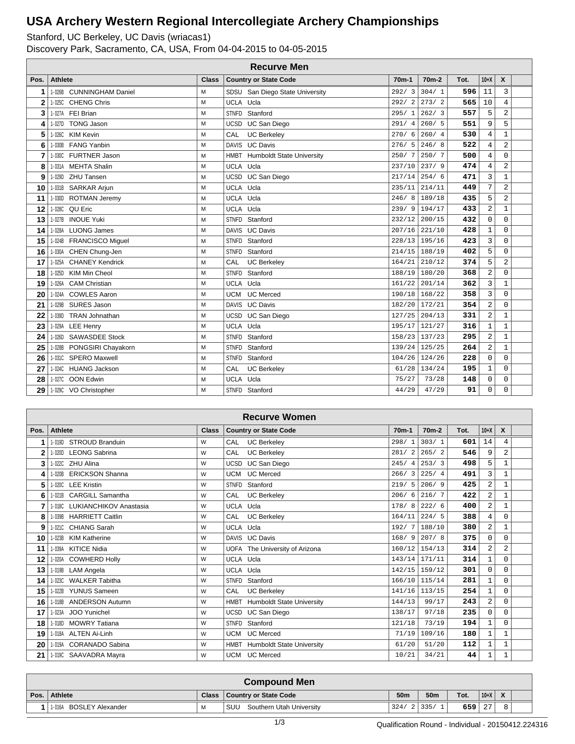# USA Archery Western Regional Intercollegiate Archery Championships

Stanford, UC Berkeley, UC Davis (wriacas1)

Discovery Park, Sacramento, CA, USA, From 04-04-2015 to 04-05-2015

## Recurve Men

| Pos. | Athlete | Class | Country or State Code | 70m-1 | 70m-2 | Tot. | 10+X | X |
|---|---|---|---|---|---|---|---|---|
| 1 | 1-026B CUNNINGHAM Daniel | M | SDSU San Diego State University | 292/ 3 | 304/ 1 | 596 | 11 | 3 |
| 2 | 1-025C CHENG Chris | M | UCLA Ucla | 292/ 2 | 273/ 2 | 565 | 10 | 4 |
| 3 | 1-027A FEI Brian | M | STNFD Stanford | 295/ 1 | 262/ 3 | 557 | 5 | 2 |
| 4 | 1-027D TONG Jason | M | UCSD UC San Diego | 291/ 4 | 260/ 5 | 551 | 9 | 5 |
| 5 | 1-026C KIM Kevin | M | CAL UC Berkeley | 270/ 6 | 260/ 4 | 530 | 4 | 1 |
| 6 | 1-030B FANG Yanbin | M | DAVIS UC Davis | 276/ 5 | 246/ 8 | 522 | 4 | 2 |
| 7 | 1-030C FURTNER Jason | M | HMBT Humboldt State University | 250/ 7 | 250/ 7 | 500 | 4 | 0 |
| 8 | 1-031A MEHTA Shalin | M | UCLA Ucla | 237/10 | 237/ 9 | 474 | 4 | 2 |
| 9 | 1-029D ZHU Tansen | M | UCSD UC San Diego | 217/14 | 254/ 6 | 471 | 3 | 1 |
| 10 | 1-031B SARKAR Arjun | M | UCLA Ucla | 235/11 | 214/11 | 449 | 7 | 2 |
| 11 | 1-030D ROTMAN Jeremy | M | UCLA Ucla | 246/ 8 | 189/18 | 435 | 5 | 2 |
| 12 | 1-028C QU Eric | M | UCLA Ucla | 239/ 9 | 194/17 | 433 | 2 | 1 |
| 13 | 1-027B INOUE Yuki | M | STNFD Stanford | 232/12 | 200/15 | 432 | 0 | 0 |
| 14 | 1-028A LUONG James | M | DAVIS UC Davis | 207/16 | 221/10 | 428 | 1 | 0 |
| 15 | 1-024B FRANCISCO Miguel | M | STNFD Stanford | 228/13 | 195/16 | 423 | 3 | 0 |
| 16 | 1-030A CHEN Chung-Jen | M | STNFD Stanford | 214/15 | 188/19 | 402 | 5 | 0 |
| 17 | 1-025A CHANEY Kendrick | M | CAL UC Berkeley | 164/21 | 210/12 | 374 | 5 | 2 |
| 18 | 1-025D KIM Min Cheol | M | STNFD Stanford | 188/19 | 180/20 | 368 | 2 | 0 |
| 19 | 1-026A CAM Christian | M | UCLA Ucla | 161/22 | 201/14 | 362 | 3 | 1 |
| 20 | 1-024A COWLES Aaron | M | UCM UC Merced | 190/18 | 168/22 | 358 | 3 | 0 |
| 21 | 1-029B SURES Jason | M | DAVIS UC Davis | 182/20 | 172/21 | 354 | 2 | 0 |
| 22 | 1-039D TRAN Johnathan | M | UCSD UC San Diego | 127/25 | 204/13 | 331 | 2 | 1 |
| 23 | 1-029A LEE Henry | M | UCLA Ucla | 195/17 | 121/27 | 316 | 1 | 1 |
| 24 | 1-026D SAWASDEE Stock | M | STNFD Stanford | 158/23 | 137/23 | 295 | 2 | 1 |
| 25 | 1-028B PONGSIRI Chayakorn | M | STNFD Stanford | 139/24 | 125/25 | 264 | 2 | 1 |
| 26 | 1-031C SPERO Maxwell | M | STNFD Stanford | 104/26 | 124/26 | 228 | 0 | 0 |
| 27 | 1-024C HUANG Jackson | M | CAL UC Berkeley | 61/28 | 134/24 | 195 | 1 | 0 |
| 28 | 1-027C OON Edwin | M | UCLA Ucla | 75/27 | 73/28 | 148 | 0 | 0 |
| 29 | 1-029C VO Christopher | M | STNFD Stanford | 44/29 | 47/29 | 91 | 0 | 0 |

## Recurve Women

| Pos. | Athlete | Class | Country or State Code | 70m-1 | 70m-2 | Tot. | 10+X | X |
|---|---|---|---|---|---|---|---|---|
| 1 | 1-019D STROUD Branduin | W | CAL UC Berkeley | 298/ 1 | 303/ 1 | 601 | 14 | 4 |
| 2 | 1-020D LEONG Sabrina | W | CAL UC Berkeley | 281/ 2 | 265/ 2 | 546 | 9 | 2 |
| 3 | 1-022C ZHU Alina | W | UCSD UC San Diego | 245/ 4 | 253/ 3 | 498 | 5 | 1 |
| 4 | 1-020B ERICKSON Shanna | W | UCM UC Merced | 266/ 3 | 225/ 4 | 491 | 3 | 1 |
| 5 | 1-020C LEE Kristin | W | STNFD Stanford | 219/ 5 | 206/ 9 | 425 | 2 | 1 |
| 6 | 1-021B CARGILL Samantha | W | CAL UC Berkeley | 206/ 6 | 216/ 7 | 422 | 2 | 1 |
| 7 | 1-018C LUKIANCHIKOV Anastasia | W | UCLA Ucla | 178/ 8 | 222/ 6 | 400 | 2 | 1 |
| 8 | 1-039B HARRIETT Caitlin | W | CAL UC Berkeley | 164/11 | 224/ 5 | 388 | 4 | 0 |
| 9 | 1-021C CHIANG Sarah | W | UCLA Ucla | 192/ 7 | 188/10 | 380 | 2 | 1 |
| 10 | 1-023B KIM Katherine | W | DAVIS UC Davis | 168/ 9 | 207/ 8 | 375 | 0 | 0 |
| 11 | 1-039A KITICE Nidia | W | UOFA The University of Arizona | 160/12 | 154/13 | 314 | 2 | 2 |
| 12 | 1-020A COWHERD Holly | W | UCLA Ucla | 143/14 | 171/11 | 314 | 1 | 0 |
| 13 | 1-019B LAM Angela | W | UCLA Ucla | 142/15 | 159/12 | 301 | 0 | 0 |
| 14 | 1-023C WALKER Tabitha | W | STNFD Stanford | 166/10 | 115/14 | 281 | 1 | 0 |
| 15 | 1-022B YUNUS Sameen | W | CAL UC Berkeley | 141/16 | 113/15 | 254 | 1 | 0 |
| 16 | 1-018B ANDERSON Autumn | W | HMBT Humboldt State University | 144/13 | 99/17 | 243 | 2 | 0 |
| 17 | 1-023A JOO Yunichel | W | UCSD UC San Diego | 138/17 | 97/18 | 235 | 0 | 0 |
| 18 | 1-018D MOWRY Tatiana | W | STNFD Stanford | 121/18 | 73/19 | 194 | 1 | 0 |
| 19 | 1-018A ALTEN Ai-Linh | W | UCM UC Merced | 71/19 | 109/16 | 180 | 1 | 1 |
| 20 | 1-019A CORANADO Sabina | W | HMBT Humboldt State University | 61/20 | 51/20 | 112 | 1 | 1 |
| 21 | 1-019C SAAVADRA Mayra | W | UCM UC Merced | 10/21 | 34/21 | 44 | 1 | 1 |

## Compound Men

| Pos. | Athlete | Class | Country or State Code | 50m | 50m | Tot. | 10+X | X |
|---|---|---|---|---|---|---|---|---|
| 1 | 1-016A BOSLEY Alexander | M | SUU Southern Utah University | 324/ 2 | 335/ 1 | 659 | 27 | 8 |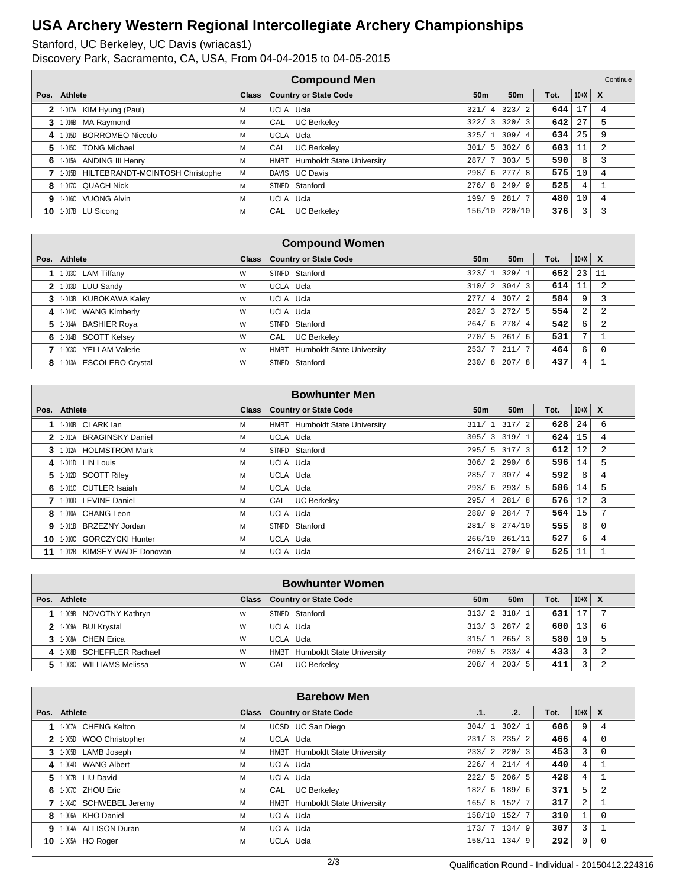# USA Archery Western Regional Intercollegiate Archery Championships

Stanford, UC Berkeley, UC Davis (wriacas1)
Discovery Park, Sacramento, CA, USA, From 04-04-2015 to 04-05-2015

## Compound Men

Continue

| Pos. | Athlete | Class | Country or State Code | 50m | 50m | Tot. | 10+X | X |
|---|---|---|---|---|---|---|---|---|
| 2 | 1-017A KIM Hyung (Paul) | M | UCLA Ucla | 321/ 4 | 323/ 2 | 644 | 17 | 4 |
| 3 | 1-016B MA Raymond | M | CAL UC Berkeley | 322/ 3 | 320/ 3 | 642 | 27 | 5 |
| 4 | 1-015D BORROMEO Niccolo | M | UCLA Ucla | 325/ 1 | 309/ 4 | 634 | 25 | 9 |
| 5 | 1-015C TONG Michael | M | CAL UC Berkeley | 301/ 5 | 302/ 6 | 603 | 11 | 2 |
| 6 | 1-015A ANDING III Henry | M | HMBT Humboldt State University | 287/ 7 | 303/ 5 | 590 | 8 | 3 |
| 7 | 1-015B HILTEBRANDT-MCINTOSH Christophe | M | DAVIS UC Davis | 298/ 6 | 277/ 8 | 575 | 10 | 4 |
| 8 | 1-017C QUACH Nick | M | STNFD Stanford | 276/ 8 | 249/ 9 | 525 | 4 | 1 |
| 9 | 1-016C VUONG Alvin | M | UCLA Ucla | 199/ 9 | 281/ 7 | 480 | 10 | 4 |
| 10 | 1-017B LU Sicong | M | CAL UC Berkeley | 156/10 | 220/10 | 376 | 3 | 3 |

## Compound Women

| Pos. | Athlete | Class | Country or State Code | 50m | 50m | Tot. | 10+X | X |
|---|---|---|---|---|---|---|---|---|
| 1 | 1-013C LAM Tiffany | W | STNFD Stanford | 323/ 1 | 329/ 1 | 652 | 23 | 11 |
| 2 | 1-013D LUU Sandy | W | UCLA Ucla | 310/ 2 | 304/ 3 | 614 | 11 | 2 |
| 3 | 1-013B KUBOKAWA Kaley | W | UCLA Ucla | 277/ 4 | 307/ 2 | 584 | 9 | 3 |
| 4 | 1-014C WANG Kimberly | W | UCLA Ucla | 282/ 3 | 272/ 5 | 554 | 2 | 2 |
| 5 | 1-014A BASHIER Roya | W | STNFD Stanford | 264/ 6 | 278/ 4 | 542 | 6 | 2 |
| 6 | 1-014B SCOTT Kelsey | W | CAL UC Berkeley | 270/ 5 | 261/ 6 | 531 | 7 | 1 |
| 7 | 1-003C YELLAM Valerie | W | HMBT Humboldt State University | 253/ 7 | 211/ 7 | 464 | 6 | 0 |
| 8 | 1-013A ESCOLERO Crystal | W | STNFD Stanford | 230/ 8 | 207/ 8 | 437 | 4 | 1 |

## Bowhunter Men

| Pos. | Athlete | Class | Country or State Code | 50m | 50m | Tot. | 10+X | X |
|---|---|---|---|---|---|---|---|---|
| 1 | 1-010B CLARK Ian | M | HMBT Humboldt State University | 311/ 1 | 317/ 2 | 628 | 24 | 6 |
| 2 | 1-011A BRAGINSKY Daniel | M | UCLA Ucla | 305/ 3 | 319/ 1 | 624 | 15 | 4 |
| 3 | 1-012A HOLMSTROM Mark | M | STNFD Stanford | 295/ 5 | 317/ 3 | 612 | 12 | 2 |
| 4 | 1-011D LIN Louis | M | UCLA Ucla | 306/ 2 | 290/ 6 | 596 | 14 | 5 |
| 5 | 1-012D SCOTT Riley | M | UCLA Ucla | 285/ 7 | 307/ 4 | 592 | 8 | 4 |
| 6 | 1-011C CUTLER Isaiah | M | UCLA Ucla | 293/ 6 | 293/ 5 | 586 | 14 | 5 |
| 7 | 1-010D LEVINE Daniel | M | CAL UC Berkeley | 295/ 4 | 281/ 8 | 576 | 12 | 3 |
| 8 | 1-010A CHANG Leon | M | UCLA Ucla | 280/ 9 | 284/ 7 | 564 | 15 | 7 |
| 9 | 1-011B BRZEZNY Jordan | M | STNFD Stanford | 281/ 8 | 274/10 | 555 | 8 | 0 |
| 10 | 1-010C GORCZYCKI Hunter | M | UCLA Ucla | 266/10 | 261/11 | 527 | 6 | 4 |
| 11 | 1-012B KIMSEY WADE Donovan | M | UCLA Ucla | 246/11 | 279/ 9 | 525 | 11 | 1 |

## Bowhunter Women

| Pos. | Athlete | Class | Country or State Code | 50m | 50m | Tot. | 10+X | X |
|---|---|---|---|---|---|---|---|---|
| 1 | 1-009B NOVOTNY Kathryn | W | STNFD Stanford | 313/ 2 | 318/ 1 | 631 | 17 | 7 |
| 2 | 1-009A BUI Krystal | W | UCLA Ucla | 313/ 3 | 287/ 2 | 600 | 13 | 6 |
| 3 | 1-008A CHEN Erica | W | UCLA Ucla | 315/ 1 | 265/ 3 | 580 | 10 | 5 |
| 4 | 1-008B SCHEFFLER Rachael | W | HMBT Humboldt State University | 200/ 5 | 233/ 4 | 433 | 3 | 2 |
| 5 | 1-008C WILLIAMS Melissa | W | CAL UC Berkeley | 208/ 4 | 203/ 5 | 411 | 3 | 2 |

## Barebow Men

| Pos. | Athlete | Class | Country or State Code | .1. | .2. | Tot. | 10+X | X |
|---|---|---|---|---|---|---|---|---|
| 1 | 1-007A CHENG Kelton | M | UCSD UC San Diego | 304/ 1 | 302/ 1 | 606 | 9 | 4 |
| 2 | 1-006D WOO Christopher | M | UCLA Ucla | 231/ 3 | 235/ 2 | 466 | 4 | 0 |
| 3 | 1-005B LAMB Joseph | M | HMBT Humboldt State University | 233/ 2 | 220/ 3 | 453 | 3 | 0 |
| 4 | 1-004D WANG Albert | M | UCLA Ucla | 226/ 4 | 214/ 4 | 440 | 4 | 1 |
| 5 | 1-007B LIU David | M | UCLA Ucla | 222/ 5 | 206/ 5 | 428 | 4 | 1 |
| 6 | 1-007C ZHOU Eric | M | CAL UC Berkeley | 182/ 6 | 189/ 6 | 371 | 5 | 2 |
| 7 | 1-004C SCHWEBEL Jeremy | M | HMBT Humboldt State University | 165/ 8 | 152/ 7 | 317 | 2 | 1 |
| 8 | 1-006A KHO Daniel | M | UCLA Ucla | 158/10 | 152/ 7 | 310 | 1 | 0 |
| 9 | 1-004A ALLISON Duran | M | UCLA Ucla | 173/ 7 | 134/ 9 | 307 | 3 | 1 |
| 10 | 1-005A HO Roger | M | UCLA Ucla | 158/11 | 134/ 9 | 292 | 0 | 0 |

Qualification Round - Individual - 20150412.224316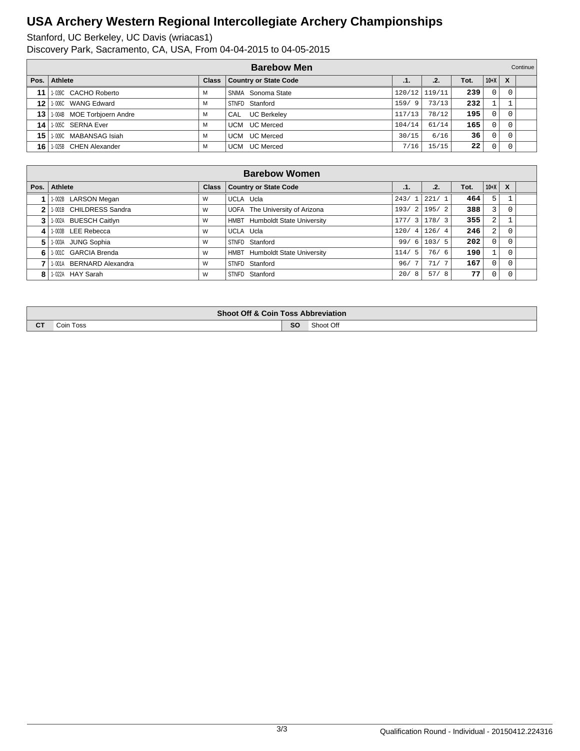# USA Archery Western Regional Intercollegiate Archery Championships

Stanford, UC Berkeley, UC Davis (wriacas1)
Discovery Park, Sacramento, CA, USA, From 04-04-2015 to 04-05-2015

## Barebow Men

Continue

| Pos. | Athlete | Class | Country or State Code | .1. | .2. | Tot. | 10+X | X | |
|---|---|---|---|---|---|---|---|---|---|
| 11 | 1-039C CACHO Roberto | M | SNMA Sonoma State | 120/12 | 119/11 | 239 | 0 | 0 | |
| 12 | 1-006C WANG Edward | M | STNFD Stanford | 159/ 9 | 73/13 | 232 | 1 | 1 | |
| 13 | 1-004B MOE Torbjoern Andre | M | CAL UC Berkeley | 117/13 | 78/12 | 195 | 0 | 0 | |
| 14 | 1-005C SERNA Ever | M | UCM UC Merced | 104/14 | 61/14 | 165 | 0 | 0 | |
| 15 | 1-009C MABANSAG Isiah | M | UCM UC Merced | 30/15 | 6/16 | 36 | 0 | 0 | |
| 16 | 1-025B CHEN Alexander | M | UCM UC Merced | 7/16 | 15/15 | 22 | 0 | 0 | |

## Barebow Women

| Pos. | Athlete | Class | Country or State Code | .1. | .2. | Tot. | 10+X | X | |
|---|---|---|---|---|---|---|---|---|---|
| 1 | 1-002B LARSON Megan | W | UCLA Ucla | 243/ 1 | 221/ 1 | 464 | 5 | 1 | |
| 2 | 1-001B CHILDRESS Sandra | W | UOFA The University of Arizona | 193/ 2 | 195/ 2 | 388 | 3 | 0 | |
| 3 | 1-002A BUESCH Caitlyn | W | HMBT Humboldt State University | 177/ 3 | 178/ 3 | 355 | 2 | 1 | |
| 4 | 1-003B LEE Rebecca | W | UCLA Ucla | 120/ 4 | 126/ 4 | 246 | 2 | 0 | |
| 5 | 1-003A JUNG Sophia | W | STNFD Stanford | 99/ 6 | 103/ 5 | 202 | 0 | 0 | |
| 6 | 1-001C GARCIA Brenda | W | HMBT Humboldt State University | 114/ 5 | 76/ 6 | 190 | 1 | 0 | |
| 7 | 1-001A BERNARD Alexandra | W | STNFD Stanford | 96/ 7 | 71/ 7 | 167 | 0 | 0 | |
| 8 | 1-022A HAY Sarah | W | STNFD Stanford | 20/ 8 | 57/ 8 | 77 | 0 | 0 | |

## Shoot Off & Coin Toss Abbreviation

| | | | |
|---|---|---|---|
| CT | Coin Toss | SO | Shoot Off |

Qualification Round - Individual - 20150412.224316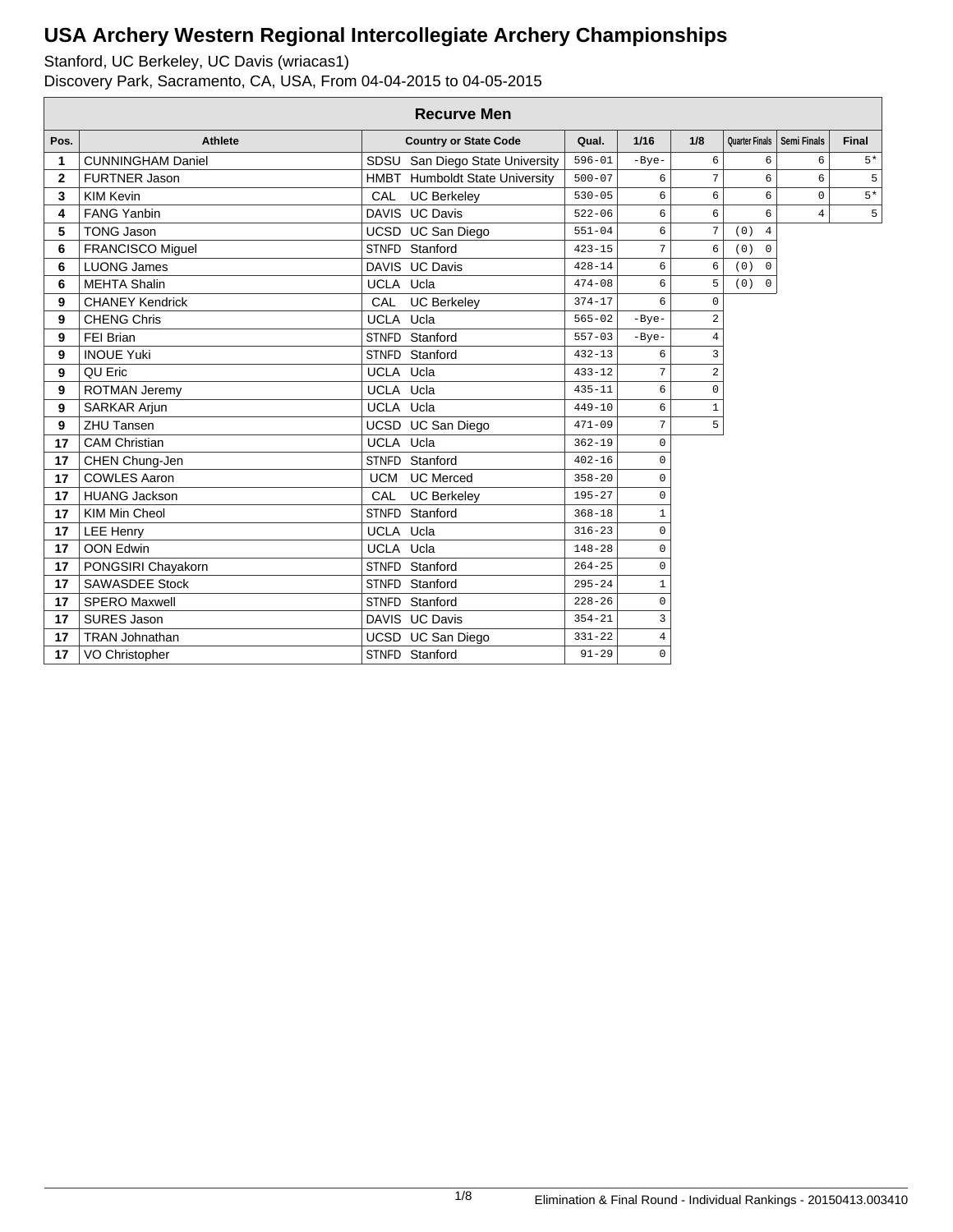# USA Archery Western Regional Intercollegiate Archery Championships

Stanford, UC Berkeley, UC Davis (wriacas1)
Discovery Park, Sacramento, CA, USA, From 04-04-2015 to 04-05-2015

## Recurve Men

| Pos. | Athlete | Country or State Code | | Qual. | 1/16 | 1/8 | Quarter Finals | Semi Finals | Final |
|---|---|---|---|---|---|---|---|---|---|
| 1 | CUNNINGHAM Daniel | SDSU | San Diego State University | 596-01 | -Bye- | 6 | 6 | 6 | 5* |
| 2 | FURTNER Jason | HMBT | Humboldt State University | 500-07 | 6 | 7 | 6 | 6 | 5 |
| 3 | KIM Kevin | CAL | UC Berkeley | 530-05 | 6 | 6 | 6 | 0 | 5* |
| 4 | FANG Yanbin | DAVIS | UC Davis | 522-06 | 6 | 6 | 6 | 4 | 5 |
| 5 | TONG Jason | UCSD | UC San Diego | 551-04 | 6 | 7 | (0) 4 | | |
| 6 | FRANCISCO Miguel | STNFD | Stanford | 423-15 | 7 | 6 | (0) 0 | | |
| 6 | LUONG James | DAVIS | UC Davis | 428-14 | 6 | 6 | (0) 0 | | |
| 6 | MEHTA Shalin | UCLA | Ucla | 474-08 | 6 | 5 | (0) 0 | | |
| 9 | CHANEY Kendrick | CAL | UC Berkeley | 374-17 | 6 | 0 | | | |
| 9 | CHENG Chris | UCLA | Ucla | 565-02 | -Bye- | 2 | | | |
| 9 | FEI Brian | STNFD | Stanford | 557-03 | -Bye- | 4 | | | |
| 9 | INOUE Yuki | STNFD | Stanford | 432-13 | 6 | 3 | | | |
| 9 | QU Eric | UCLA | Ucla | 433-12 | 7 | 2 | | | |
| 9 | ROTMAN Jeremy | UCLA | Ucla | 435-11 | 6 | 0 | | | |
| 9 | SARKAR Arjun | UCLA | Ucla | 449-10 | 6 | 1 | | | |
| 9 | ZHU Tansen | UCSD | UC San Diego | 471-09 | 7 | 5 | | | |
| 17 | CAM Christian | UCLA | Ucla | 362-19 | 0 | | | | |
| 17 | CHEN Chung-Jen | STNFD | Stanford | 402-16 | 0 | | | | |
| 17 | COWLES Aaron | UCM | UC Merced | 358-20 | 0 | | | | |
| 17 | HUANG Jackson | CAL | UC Berkeley | 195-27 | 0 | | | | |
| 17 | KIM Min Cheol | STNFD | Stanford | 368-18 | 1 | | | | |
| 17 | LEE Henry | UCLA | Ucla | 316-23 | 0 | | | | |
| 17 | OON Edwin | UCLA | Ucla | 148-28 | 0 | | | | |
| 17 | PONGSIRI Chayakorn | STNFD | Stanford | 264-25 | 0 | | | | |
| 17 | SAWASDEE Stock | STNFD | Stanford | 295-24 | 1 | | | | |
| 17 | SPERO Maxwell | STNFD | Stanford | 228-26 | 0 | | | | |
| 17 | SURES Jason | DAVIS | UC Davis | 354-21 | 3 | | | | |
| 17 | TRAN Johnathan | UCSD | UC San Diego | 331-22 | 4 | | | | |
| 17 | VO Christopher | STNFD | Stanford | 91-29 | 0 | | | | |

Elimination & Final Round - Individual Rankings - 20150413.003410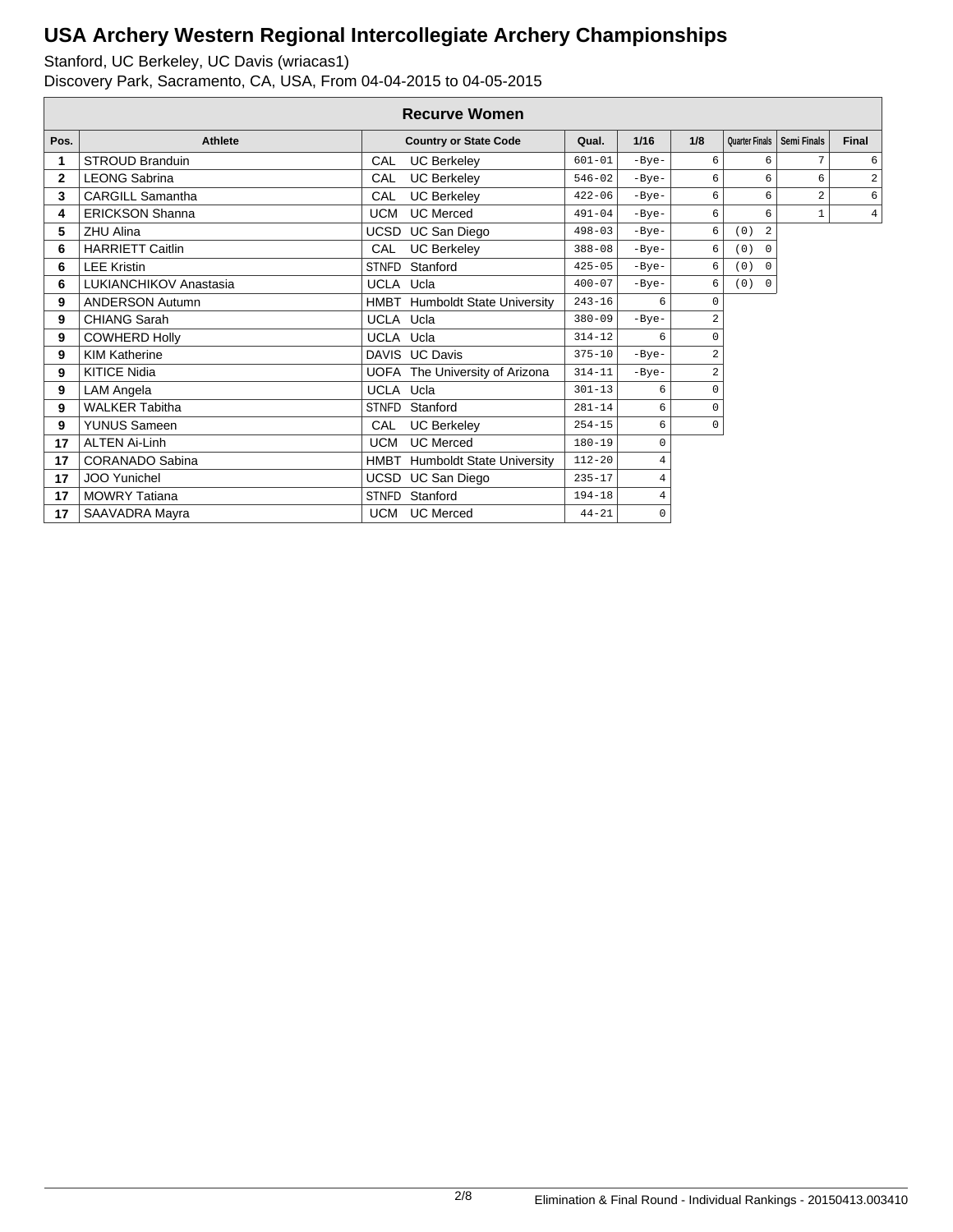# USA Archery Western Regional Intercollegiate Archery Championships

Stanford, UC Berkeley, UC Davis (wriacas1)
Discovery Park, Sacramento, CA, USA, From 04-04-2015 to 04-05-2015

## Recurve Women

| Pos. | Athlete | Country or State Code | | Qual. | 1/16 | 1/8 | Quarter Finals | Semi Finals | Final |
|---|---|---|---|---|---|---|---|---|---|
| 1 | STROUD Branduin | CAL | UC Berkeley | 601-01 | -Bye- | 6 | 6 | 7 | 6 |
| 2 | LEONG Sabrina | CAL | UC Berkeley | 546-02 | -Bye- | 6 | 6 | 6 | 2 |
| 3 | CARGILL Samantha | CAL | UC Berkeley | 422-06 | -Bye- | 6 | 6 | 2 | 6 |
| 4 | ERICKSON Shanna | UCM | UC Merced | 491-04 | -Bye- | 6 | 6 | 1 | 4 |
| 5 | ZHU Alina | UCSD | UC San Diego | 498-03 | -Bye- | 6 | (0) 2 | | |
| 6 | HARRIETT Caitlin | CAL | UC Berkeley | 388-08 | -Bye- | 6 | (0) 0 | | |
| 6 | LEE Kristin | STNFD | Stanford | 425-05 | -Bye- | 6 | (0) 0 | | |
| 6 | LUKIANCHIKOV Anastasia | UCLA | Ucla | 400-07 | -Bye- | 6 | (0) 0 | | |
| 9 | ANDERSON Autumn | HMBT | Humboldt State University | 243-16 | 6 | 0 | | | |
| 9 | CHIANG Sarah | UCLA | Ucla | 380-09 | -Bye- | 2 | | | |
| 9 | COWHERD Holly | UCLA | Ucla | 314-12 | 6 | 0 | | | |
| 9 | KIM Katherine | DAVIS | UC Davis | 375-10 | -Bye- | 2 | | | |
| 9 | KITICE Nidia | UOFA | The University of Arizona | 314-11 | -Bye- | 2 | | | |
| 9 | LAM Angela | UCLA | Ucla | 301-13 | 6 | 0 | | | |
| 9 | WALKER Tabitha | STNFD | Stanford | 281-14 | 6 | 0 | | | |
| 9 | YUNUS Sameen | CAL | UC Berkeley | 254-15 | 6 | 0 | | | |
| 17 | ALTEN Ai-Linh | UCM | UC Merced | 180-19 | 0 | | | | |
| 17 | CORANADO Sabina | HMBT | Humboldt State University | 112-20 | 4 | | | | |
| 17 | JOO Yunichel | UCSD | UC San Diego | 235-17 | 4 | | | | |
| 17 | MOWRY Tatiana | STNFD | Stanford | 194-18 | 4 | | | | |
| 17 | SAAVADRA Mayra | UCM | UC Merced | 44-21 | 0 | | | | |

Elimination & Final Round - Individual Rankings - 20150413.003410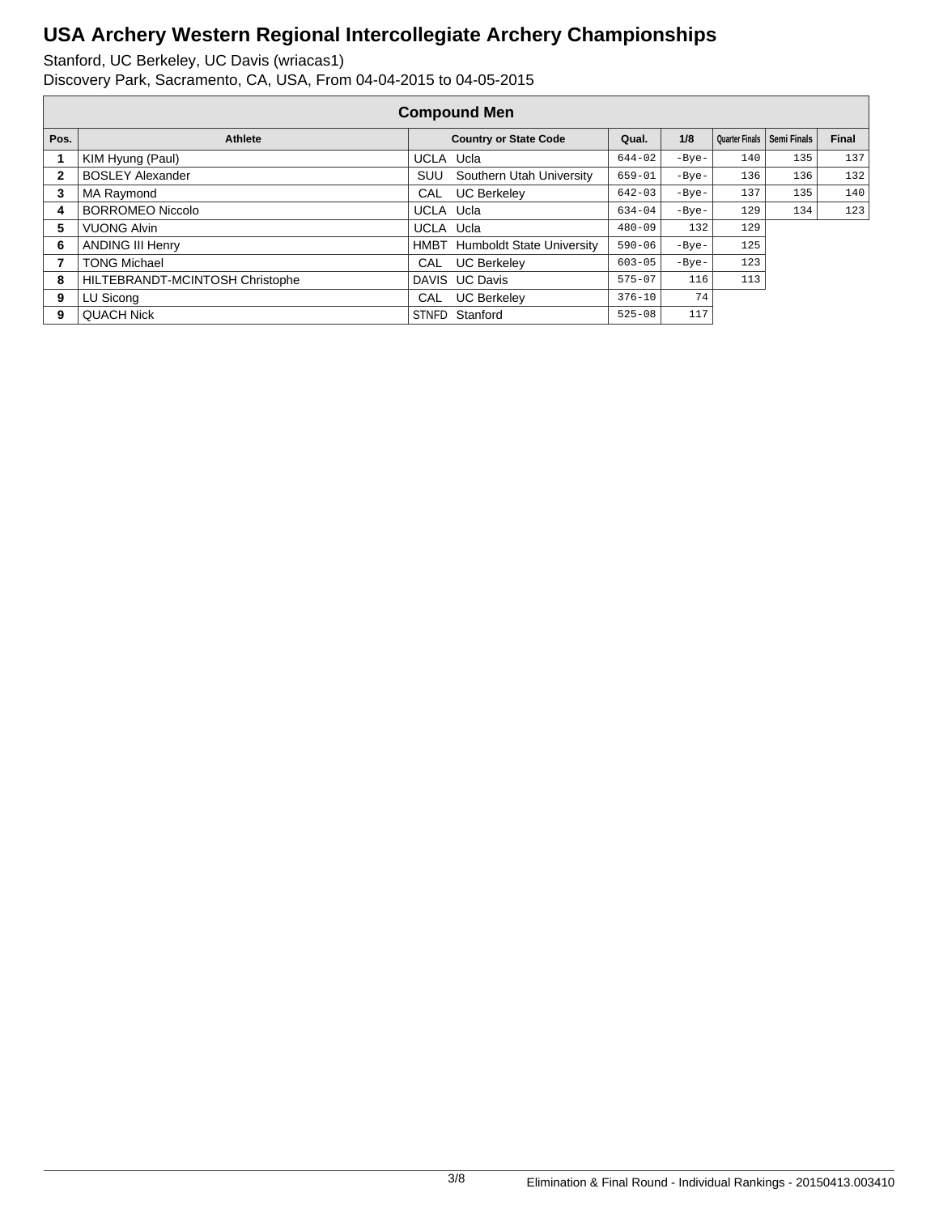# USA Archery Western Regional Intercollegiate Archery Championships

Stanford, UC Berkeley, UC Davis (wriacas1)
Discovery Park, Sacramento, CA, USA, From 04-04-2015 to 04-05-2015

## Compound Men

| Pos. | Athlete | Country or State Code | | Qual. | 1/8 | Quarter Finals | Semi Finals | Final |
|---|---|---|---|---|---|---|---|---|
| 1 | KIM Hyung (Paul) | UCLA | Ucla | 644-02 | -Bye- | 140 | 135 | 137 |
| 2 | BOSLEY Alexander | SUU | Southern Utah University | 659-01 | -Bye- | 136 | 136 | 132 |
| 3 | MA Raymond | CAL | UC Berkeley | 642-03 | -Bye- | 137 | 135 | 140 |
| 4 | BORROMEO Niccolo | UCLA | Ucla | 634-04 | -Bye- | 129 | 134 | 123 |
| 5 | VUONG Alvin | UCLA | Ucla | 480-09 | 132 | 129 | | |
| 6 | ANDING III Henry | HMBT | Humboldt State University | 590-06 | -Bye- | 125 | | |
| 7 | TONG Michael | CAL | UC Berkeley | 603-05 | -Bye- | 123 | | |
| 8 | HILTEBRANDT-MCINTOSH Christophe | DAVIS | UC Davis | 575-07 | 116 | 113 | | |
| 9 | LU Sicong | CAL | UC Berkeley | 376-10 | 74 | | | |
| 9 | QUACH Nick | STNFD | Stanford | 525-08 | 117 | | | |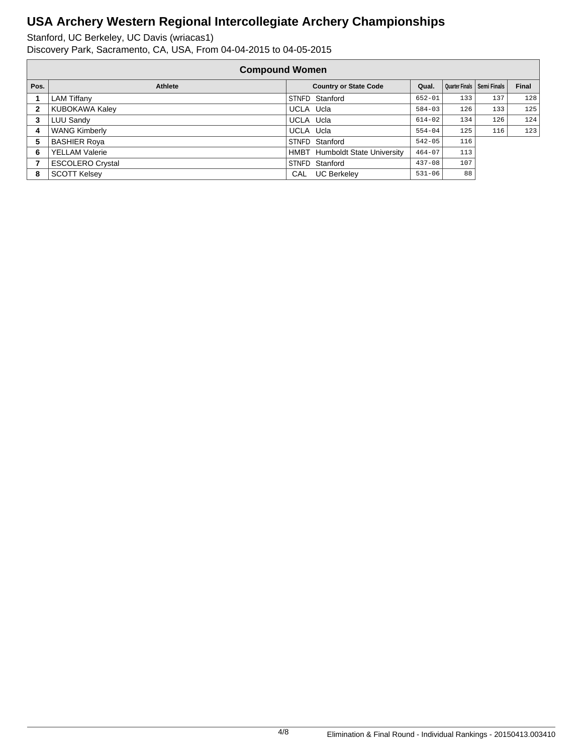# USA Archery Western Regional Intercollegiate Archery Championships

Stanford, UC Berkeley, UC Davis (wriacas1)

Discovery Park, Sacramento, CA, USA, From 04-04-2015 to 04-05-2015

## Compound Women

| Pos. | Athlete | Country or State Code | | Qual. | Quarter Finals | Semi Finals | Final |
|---|---|---|---|---|---|---|---|
| 1 | LAM Tiffany | STNFD | Stanford | 652-01 | 133 | 137 | 128 |
| 2 | KUBOKAWA Kaley | UCLA | Ucla | 584-03 | 126 | 133 | 125 |
| 3 | LUU Sandy | UCLA | Ucla | 614-02 | 134 | 126 | 124 |
| 4 | WANG Kimberly | UCLA | Ucla | 554-04 | 125 | 116 | 123 |
| 5 | BASHIER Roya | STNFD | Stanford | 542-05 | 116 | | |
| 6 | YELLAM Valerie | HMBT | Humboldt State University | 464-07 | 113 | | |
| 7 | ESCOLERO Crystal | STNFD | Stanford | 437-08 | 107 | | |
| 8 | SCOTT Kelsey | CAL | UC Berkeley | 531-06 | 88 | | |

Elimination & Final Round - Individual Rankings - 20150413.003410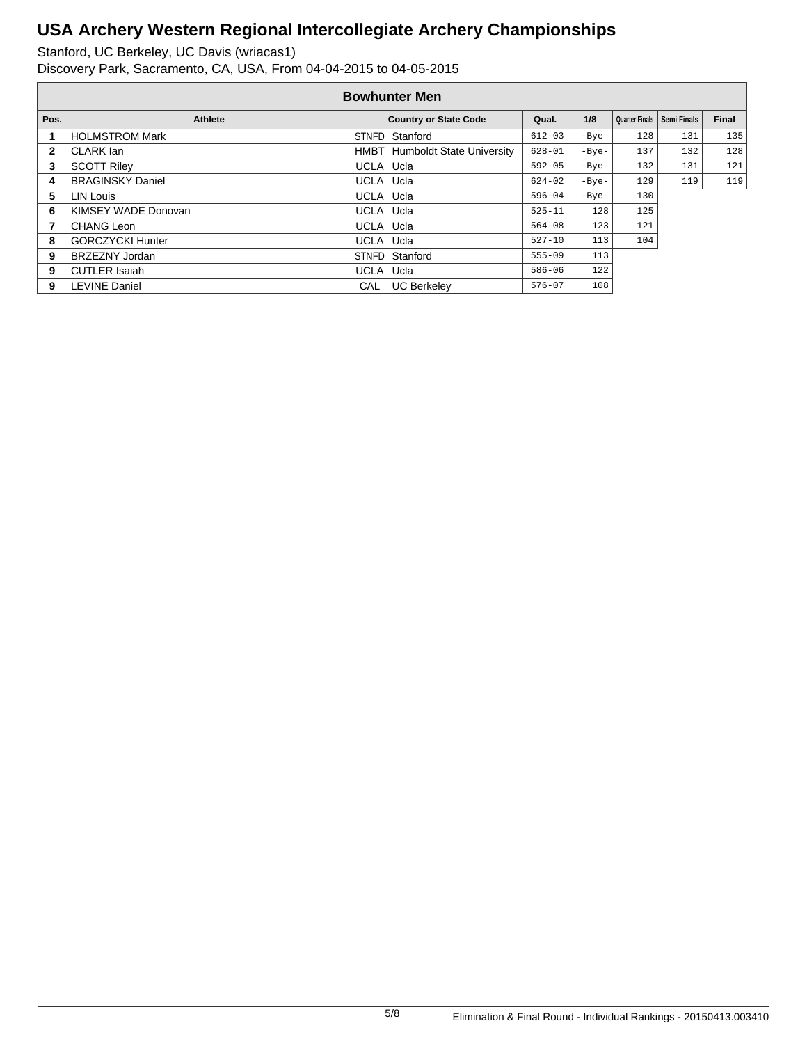# USA Archery Western Regional Intercollegiate Archery Championships

Stanford, UC Berkeley, UC Davis (wriacas1)
Discovery Park, Sacramento, CA, USA, From 04-04-2015 to 04-05-2015

## Bowhunter Men

| Pos. | Athlete | Country or State Code | Qual. | 1/8 | Quarter Finals | Semi Finals | Final |
|---|---|---|---|---|---|---|---|
| 1 | HOLMSTROM Mark | STNFD Stanford | 612-03 | -Bye- | 128 | 131 | 135 |
| 2 | CLARK Ian | HMBT Humboldt State University | 628-01 | -Bye- | 137 | 132 | 128 |
| 3 | SCOTT Riley | UCLA Ucla | 592-05 | -Bye- | 132 | 131 | 121 |
| 4 | BRAGINSKY Daniel | UCLA Ucla | 624-02 | -Bye- | 129 | 119 | 119 |
| 5 | LIN Louis | UCLA Ucla | 596-04 | -Bye- | 130 | | |
| 6 | KIMSEY WADE Donovan | UCLA Ucla | 525-11 | 128 | 125 | | |
| 7 | CHANG Leon | UCLA Ucla | 564-08 | 123 | 121 | | |
| 8 | GORCZYCKI Hunter | UCLA Ucla | 527-10 | 113 | 104 | | |
| 9 | BRZEZNY Jordan | STNFD Stanford | 555-09 | 113 | | | |
| 9 | CUTLER Isaiah | UCLA Ucla | 586-06 | 122 | | | |
| 9 | LEVINE Daniel | CAL UC Berkeley | 576-07 | 108 | | | |

Elimination & Final Round - Individual Rankings - 20150413.003410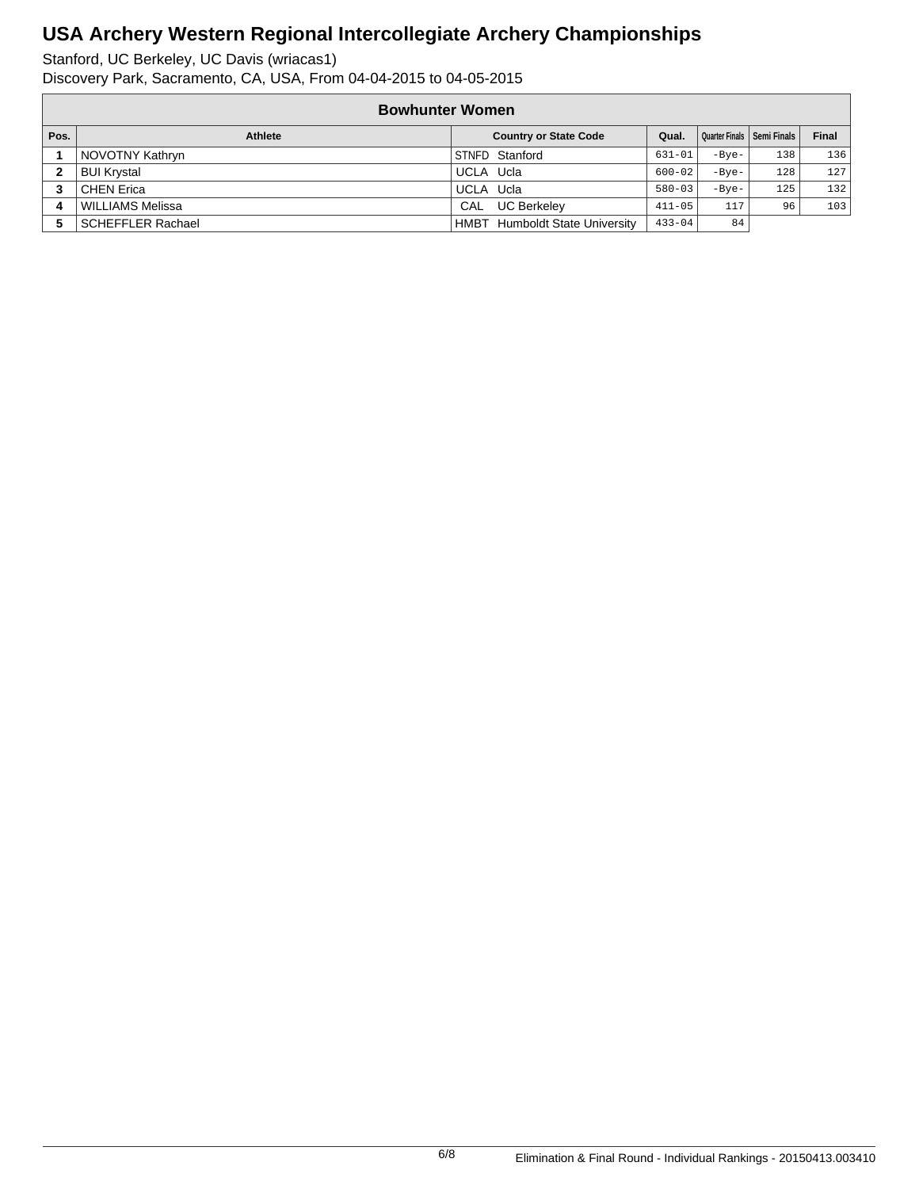# USA Archery Western Regional Intercollegiate Archery Championships

Stanford, UC Berkeley, UC Davis (wriacas1)
Discovery Park, Sacramento, CA, USA, From 04-04-2015 to 04-05-2015

| Bowhunter Women | | | | | | |
|---|---|---|---|---|---|---|
| **Pos.** | **Athlete** | **Country or State Code** | **Qual.** | **Quarter Finals** | **Semi Finals** | **Final** |
| 1 | NOVOTNY Kathryn | STNFD Stanford | 631-01 | -Bye- | 138 | 136 |
| 2 | BUI Krystal | UCLA Ucla | 600-02 | -Bye- | 128 | 127 |
| 3 | CHEN Erica | UCLA Ucla | 580-03 | -Bye- | 125 | 132 |
| 4 | WILLIAMS Melissa | CAL UC Berkeley | 411-05 | 117 | 96 | 103 |
| 5 | SCHEFFLER Rachael | HMBT Humboldt State University | 433-04 | 84 | | |

Elimination & Final Round - Individual Rankings - 20150413.003410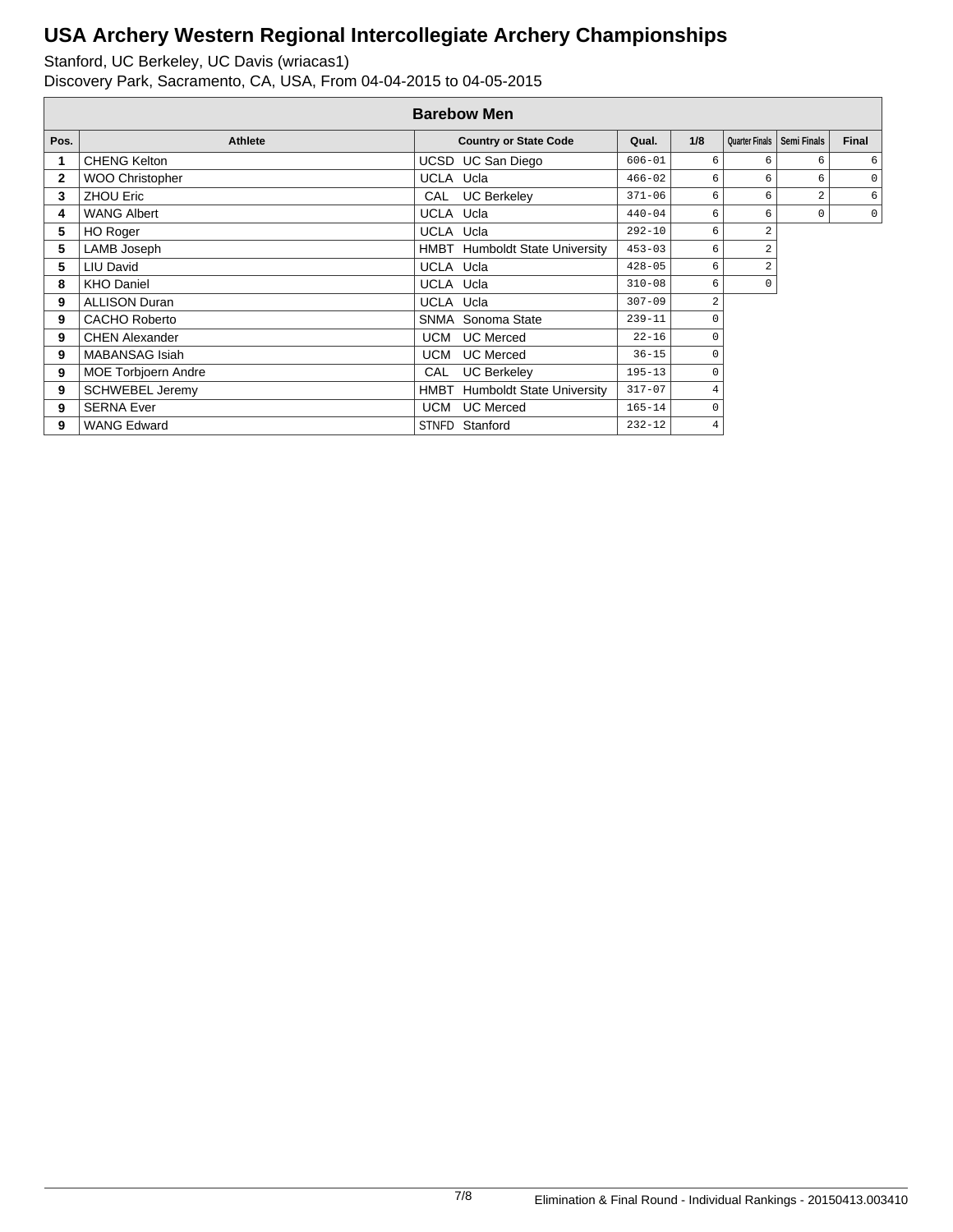# USA Archery Western Regional Intercollegiate Archery Championships

Stanford, UC Berkeley, UC Davis (wriacas1)
Discovery Park, Sacramento, CA, USA, From 04-04-2015 to 04-05-2015

| Barebow Men | | | | | | | | |
|---|---|---|---|---|---|---|---|---|
| **Pos.** | **Athlete** | **Country or State Code** | **Qual.** | **1/8** | **Quarter Finals** | **Semi Finals** | **Final** |
| 1 | CHENG Kelton | UCSD UC San Diego | 606-01 | 6 | 6 | 6 | 6 |
| 2 | WOO Christopher | UCLA Ucla | 466-02 | 6 | 6 | 6 | 0 |
| 3 | ZHOU Eric | CAL UC Berkeley | 371-06 | 6 | 6 | 2 | 6 |
| 4 | WANG Albert | UCLA Ucla | 440-04 | 6 | 6 | 0 | 0 |
| 5 | HO Roger | UCLA Ucla | 292-10 | 6 | 2 | | |
| 5 | LAMB Joseph | HMBT Humboldt State University | 453-03 | 6 | 2 | | |
| 5 | LIU David | UCLA Ucla | 428-05 | 6 | 2 | | |
| 8 | KHO Daniel | UCLA Ucla | 310-08 | 6 | 0 | | |
| 9 | ALLISON Duran | UCLA Ucla | 307-09 | 2 | | | |
| 9 | CACHO Roberto | SNMA Sonoma State | 239-11 | 0 | | | |
| 9 | CHEN Alexander | UCM UC Merced | 22-16 | 0 | | | |
| 9 | MABANSAG Isiah | UCM UC Merced | 36-15 | 0 | | | |
| 9 | MOE Torbjoern Andre | CAL UC Berkeley | 195-13 | 0 | | | |
| 9 | SCHWEBEL Jeremy | HMBT Humboldt State University | 317-07 | 4 | | | |
| 9 | SERNA Ever | UCM UC Merced | 165-14 | 0 | | | |
| 9 | WANG Edward | STNFD Stanford | 232-12 | 4 | | | |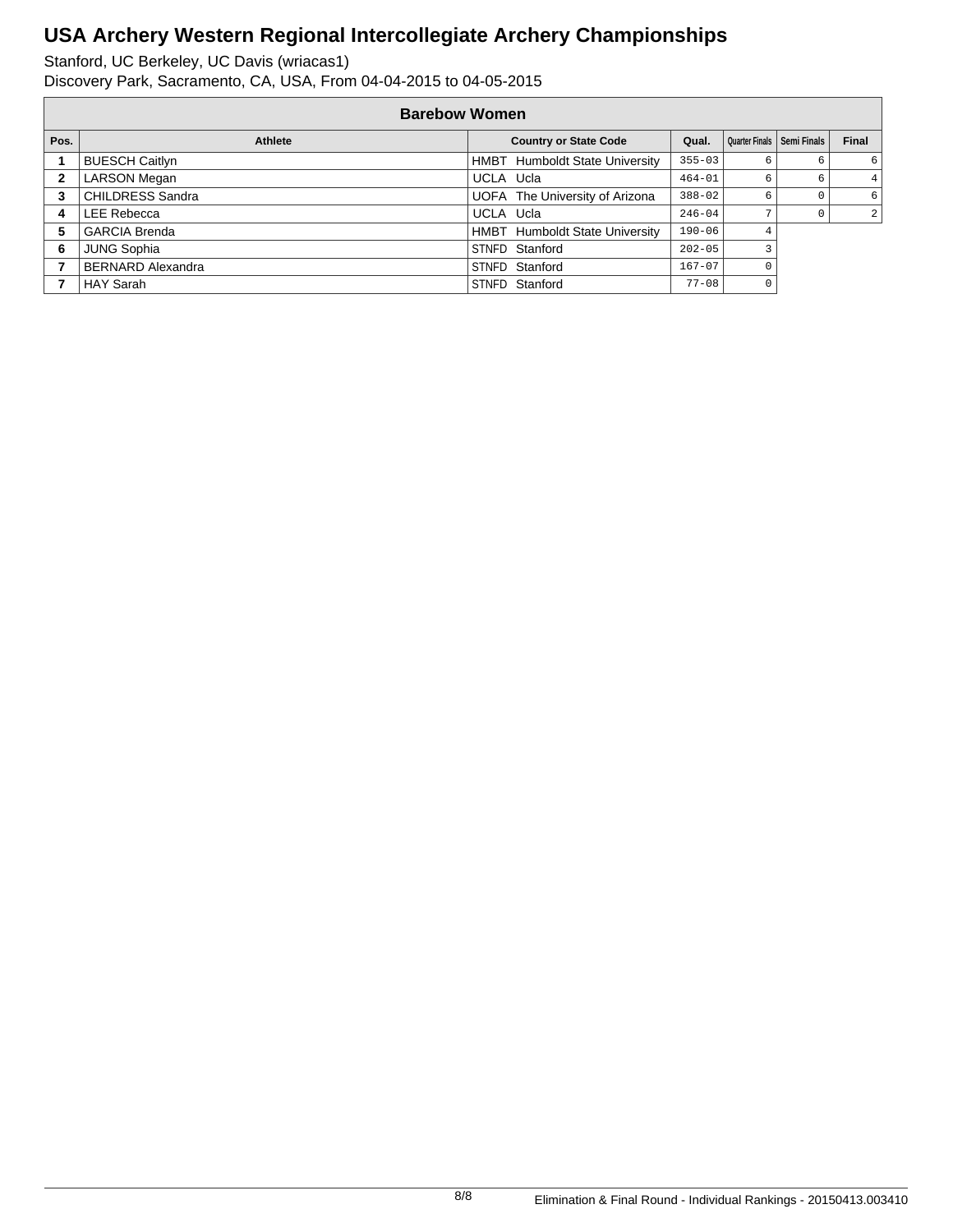# USA Archery Western Regional Intercollegiate Archery Championships

Stanford, UC Berkeley, UC Davis (wriacas1)
Discovery Park, Sacramento, CA, USA, From 04-04-2015 to 04-05-2015

## Barebow Women

| Pos. | Athlete | Country or State Code | Qual. | Quarter Finals | Semi Finals | Final |
|---|---|---|---|---|---|---|
| 1 | BUESCH Caitlyn | HMBT Humboldt State University | 355-03 | 6 | 6 | 6 |
| 2 | LARSON Megan | UCLA Ucla | 464-01 | 6 | 6 | 4 |
| 3 | CHILDRESS Sandra | UOFA The University of Arizona | 388-02 | 6 | 0 | 6 |
| 4 | LEE Rebecca | UCLA Ucla | 246-04 | 7 | 0 | 2 |
| 5 | GARCIA Brenda | HMBT Humboldt State University | 190-06 | 4 | | |
| 6 | JUNG Sophia | STNFD Stanford | 202-05 | 3 | | |
| 7 | BERNARD Alexandra | STNFD Stanford | 167-07 | 0 | | |
| 7 | HAY Sarah | STNFD Stanford | 77-08 | 0 | | |

Elimination & Final Round - Individual Rankings - 20150413.003410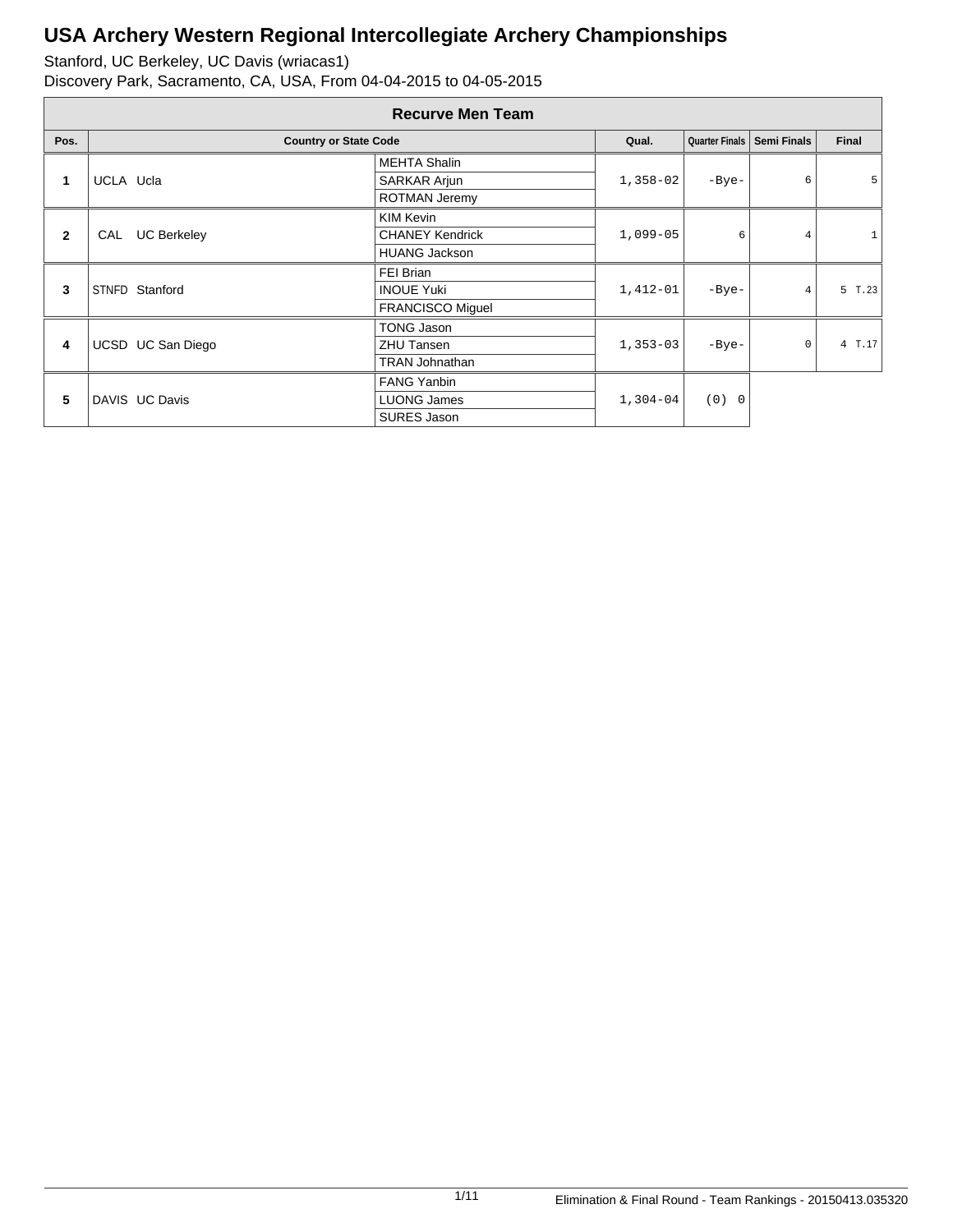# USA Archery Western Regional Intercollegiate Archery Championships

Stanford, UC Berkeley, UC Davis (wriacas1)
Discovery Park, Sacramento, CA, USA, From 04-04-2015 to 04-05-2015

## Recurve Men Team

| Pos. | Country or State Code | | Qual. | Quarter Finals | Semi Finals | Final |
|---|---|---|---|---|---|---|
| 1 | UCLA Ucla | MEHTA Shalin | 1,358-02 | -Bye- | 6 | 5 |
| | | SARKAR Arjun | | | | |
| | | ROTMAN Jeremy | | | | |
| 2 | CAL UC Berkeley | KIM Kevin | 1,099-05 | 6 | 4 | 1 |
| | | CHANEY Kendrick | | | | |
| | | HUANG Jackson | | | | |
| 3 | STNFD Stanford | FEI Brian | 1,412-01 | -Bye- | 4 | 5 T.23 |
| | | INOUE Yuki | | | | |
| | | FRANCISCO Miguel | | | | |
| 4 | UCSD UC San Diego | TONG Jason | 1,353-03 | -Bye- | 0 | 4 T.17 |
| | | ZHU Tansen | | | | |
| | | TRAN Johnathan | | | | |
| 5 | DAVIS UC Davis | FANG Yanbin | 1,304-04 | (0) 0 | | |
| | | LUONG James | | | | |
| | | SURES Jason | | | | |

Elimination & Final Round - Team Rankings - 20150413.035320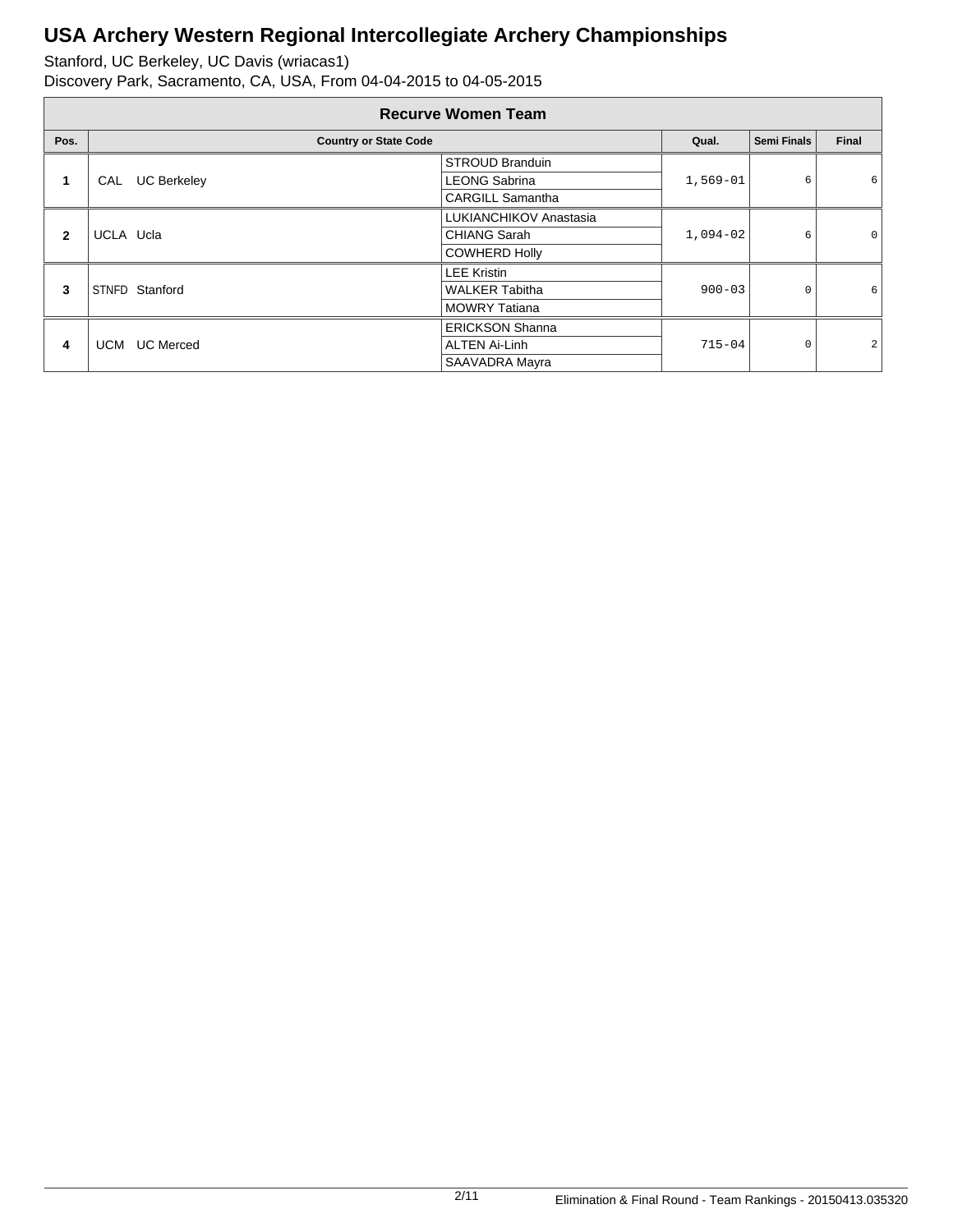# USA Archery Western Regional Intercollegiate Archery Championships

Stanford, UC Berkeley, UC Davis (wriacas1)
Discovery Park, Sacramento, CA, USA, From 04-04-2015 to 04-05-2015

## Recurve Women Team

| Pos. | Country or State Code | | Qual. | Semi Finals | Final |
|---|---|---|---|---|---|
| 1 | CAL UC Berkeley | STROUD Branduin | 1,569-01 | 6 | 6 |
| | | LEONG Sabrina | | | |
| | | CARGILL Samantha | | | |
| 2 | UCLA Ucla | LUKIANCHIKOV Anastasia | 1,094-02 | 6 | 0 |
| | | CHIANG Sarah | | | |
| | | COWHERD Holly | | | |
| 3 | STNFD Stanford | LEE Kristin | 900-03 | 0 | 6 |
| | | WALKER Tabitha | | | |
| | | MOWRY Tatiana | | | |
| 4 | UCM UC Merced | ERICKSON Shanna | 715-04 | 0 | 2 |
| | | ALTEN Ai-Linh | | | |
| | | SAAVADRA Mayra | | | |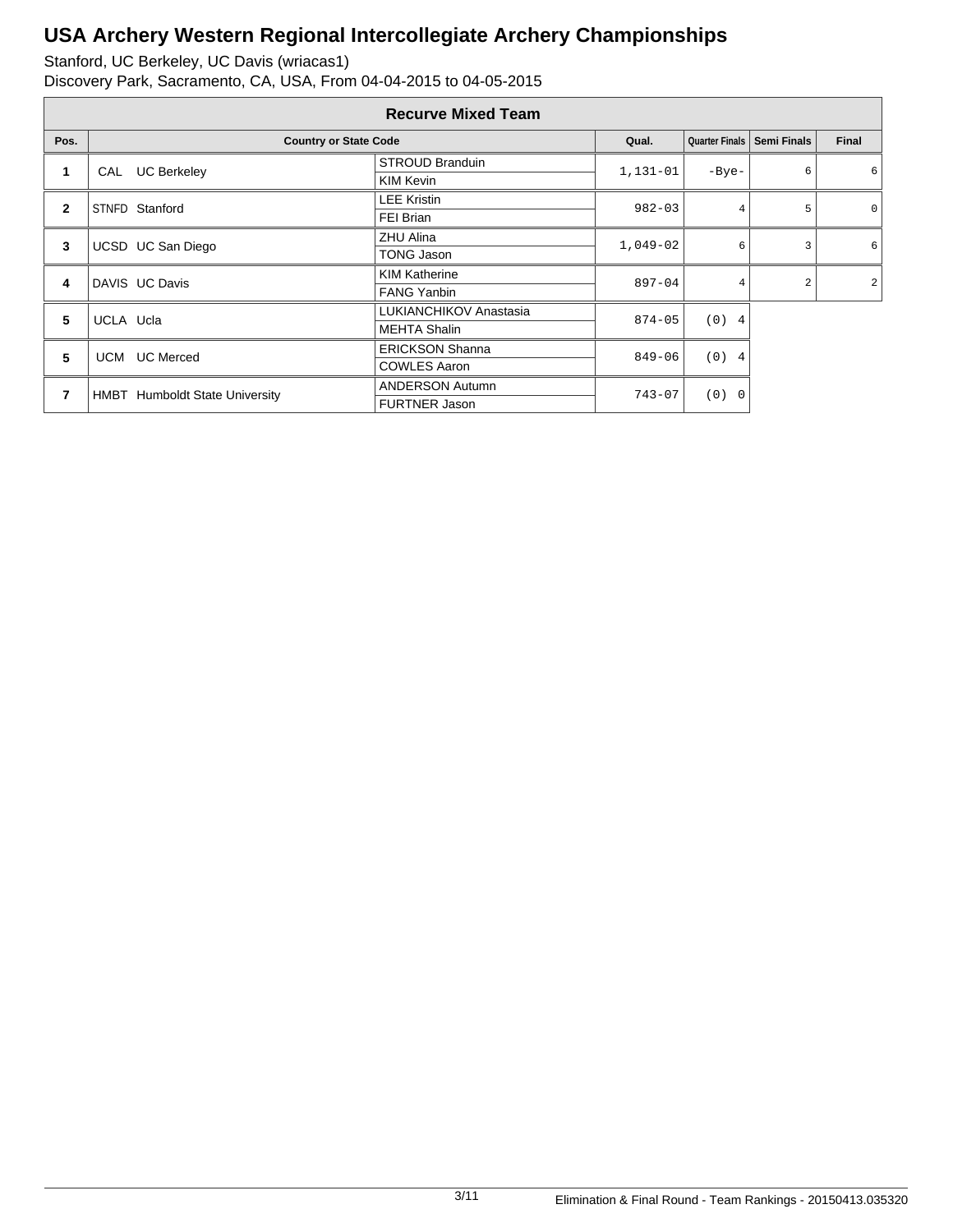# USA Archery Western Regional Intercollegiate Archery Championships

Stanford, UC Berkeley, UC Davis (wriacas1)
Discovery Park, Sacramento, CA, USA, From 04-04-2015 to 04-05-2015

## Recurve Mixed Team

| Pos. | Country or State Code | | Qual. | Quarter Finals | Semi Finals | Final |
|---|---|---|---|---|---|---|
| 1 | CAL UC Berkeley | STROUD Branduin<br>KIM Kevin | 1,131-01 | -Bye- | 6 | 6 |
| 2 | STNFD Stanford | LEE Kristin<br>FEI Brian | 982-03 | 4 | 5 | 0 |
| 3 | UCSD UC San Diego | ZHU Alina<br>TONG Jason | 1,049-02 | 6 | 3 | 6 |
| 4 | DAVIS UC Davis | KIM Katherine<br>FANG Yanbin | 897-04 | 4 | 2 | 2 |
| 5 | UCLA Ucla | LUKIANCHIKOV Anastasia<br>MEHTA Shalin | 874-05 | (0) 4 | | |
| 5 | UCM UC Merced | ERICKSON Shanna<br>COWLES Aaron | 849-06 | (0) 4 | | |
| 7 | HMBT Humboldt State University | ANDERSON Autumn<br>FURTNER Jason | 743-07 | (0) 0 | | |

Elimination & Final Round - Team Rankings - 20150413.035320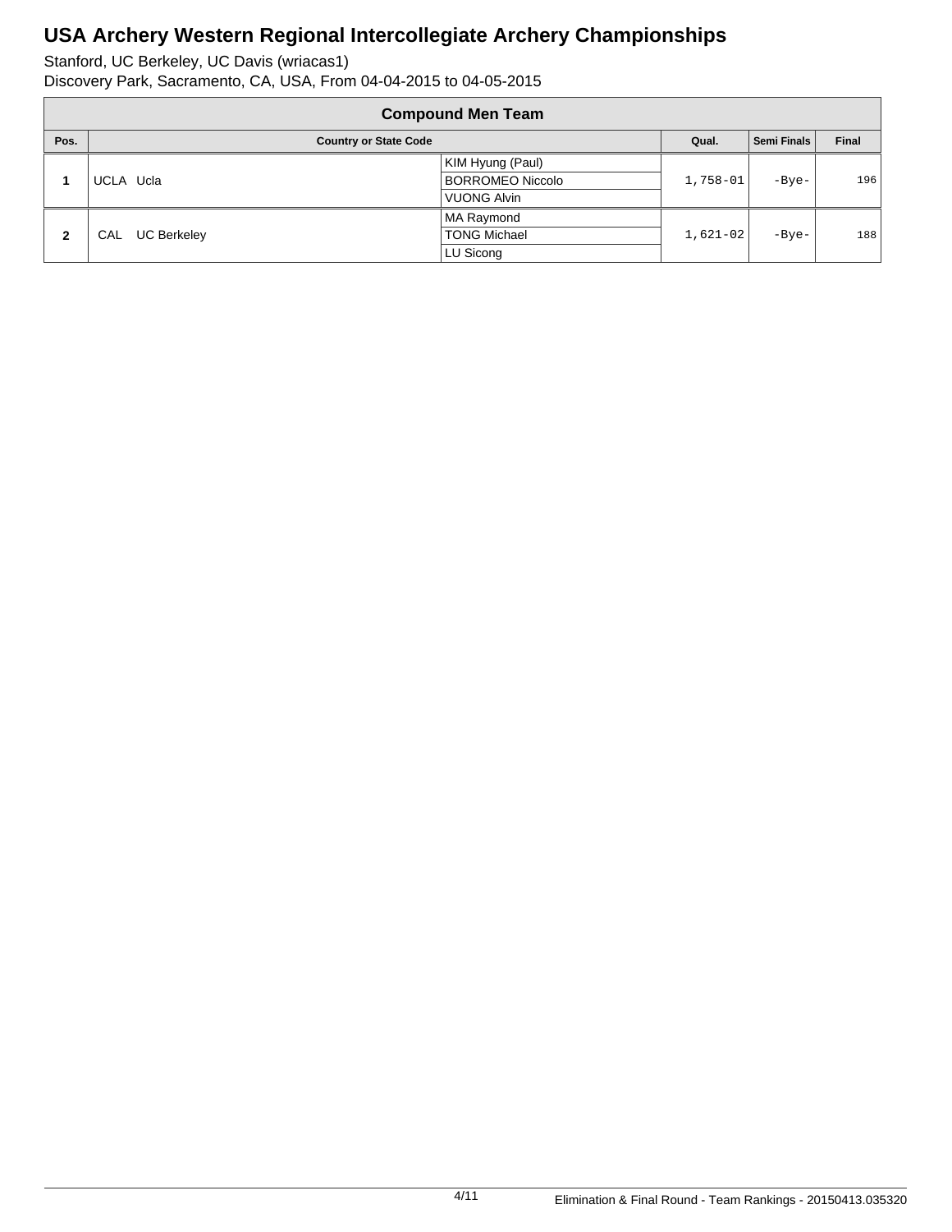# USA Archery Western Regional Intercollegiate Archery Championships

Stanford, UC Berkeley, UC Davis (wriacas1)

Discovery Park, Sacramento, CA, USA, From 04-04-2015 to 04-05-2015

## Compound Men Team

| Pos. | Country or State Code | | Qual. | Semi Finals | Final |
|---|---|---|---|---|---|
| 1 | UCLA Ucla | KIM Hyung (Paul)<br>BORROMEO Niccolo<br>VUONG Alvin | 1,758-01 | -Bye- | 196 |
| 2 | CAL UC Berkeley | MA Raymond<br>TONG Michael<br>LU Sicong | 1,621-02 | -Bye- | 188 |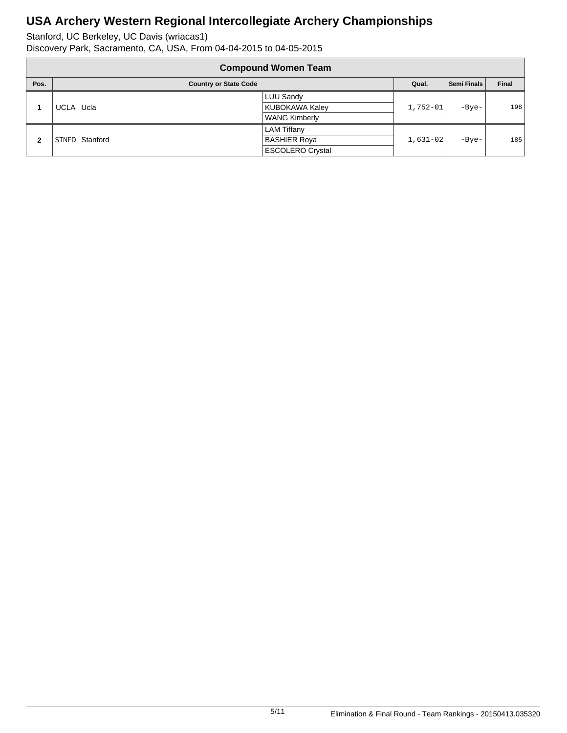# USA Archery Western Regional Intercollegiate Archery Championships

Stanford, UC Berkeley, UC Davis (wriacas1)
Discovery Park, Sacramento, CA, USA, From 04-04-2015 to 04-05-2015

## Compound Women Team

| Pos. | Country or State Code | | Qual. | Semi Finals | Final |
|---|---|---|---|---|---|
| 1 | UCLA Ucla | LUU Sandy<br>KUBOKAWA Kaley<br>WANG Kimberly | 1,752-01 | -Bye- | 198 |
| 2 | STNFD Stanford | LAM Tiffany<br>BASHIER Roya<br>ESCOLERO Crystal | 1,631-02 | -Bye- | 185 |

Elimination & Final Round - Team Rankings - 20150413.035320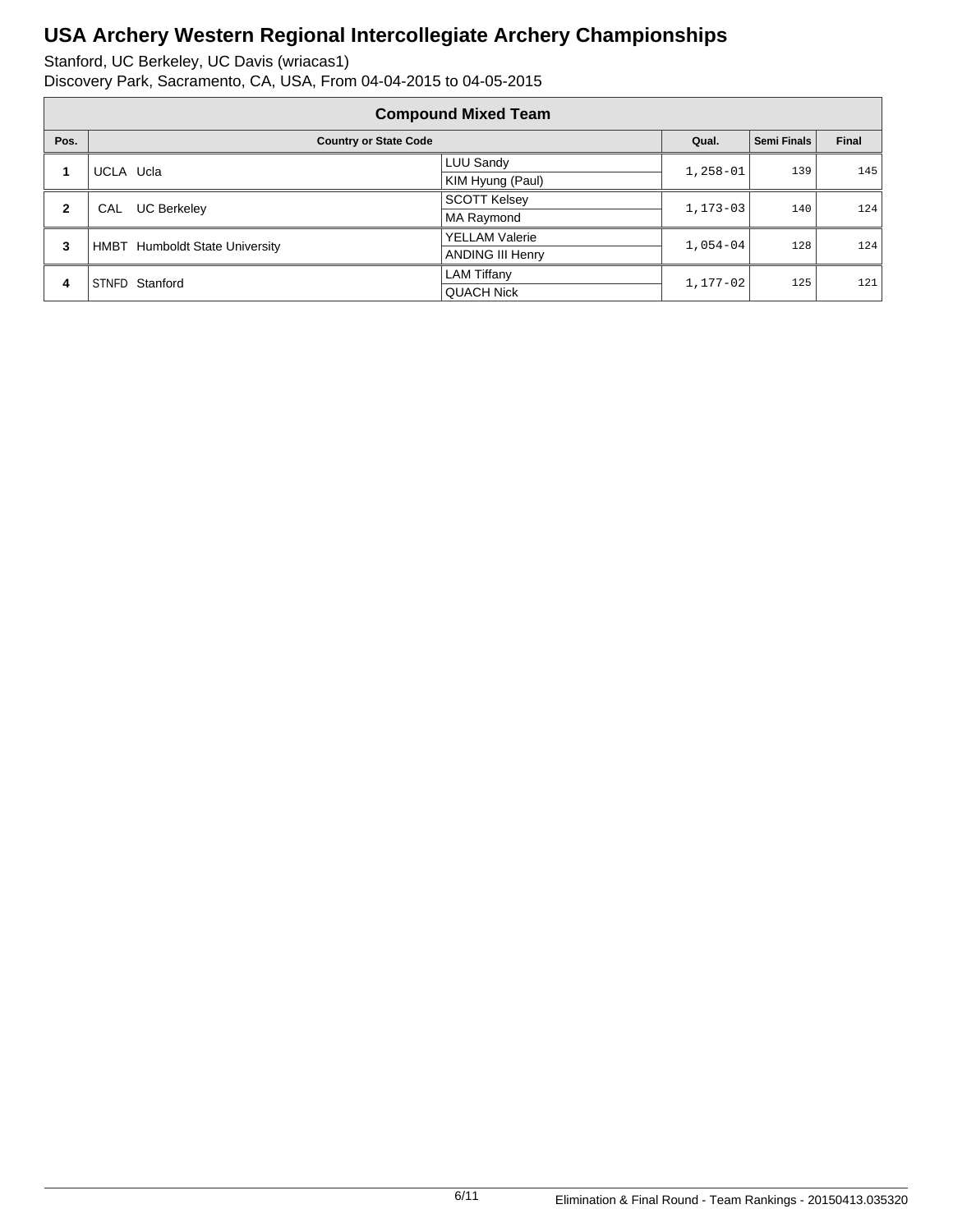# USA Archery Western Regional Intercollegiate Archery Championships

Stanford, UC Berkeley, UC Davis (wriacas1)
Discovery Park, Sacramento, CA, USA, From 04-04-2015 to 04-05-2015

## Compound Mixed Team

| Pos. | Country or State Code | | Qual. | Semi Finals | Final |
|---|---|---|---|---|---|
| 1 | UCLA Ucla | LUU Sandy<br>KIM Hyung (Paul) | 1,258-01 | 139 | 145 |
| 2 | CAL UC Berkeley | SCOTT Kelsey<br>MA Raymond | 1,173-03 | 140 | 124 |
| 3 | HMBT Humboldt State University | YELLAM Valerie<br>ANDING III Henry | 1,054-04 | 128 | 124 |
| 4 | STNFD Stanford | LAM Tiffany<br>QUACH Nick | 1,177-02 | 125 | 121 |

Elimination & Final Round - Team Rankings - 20150413.035320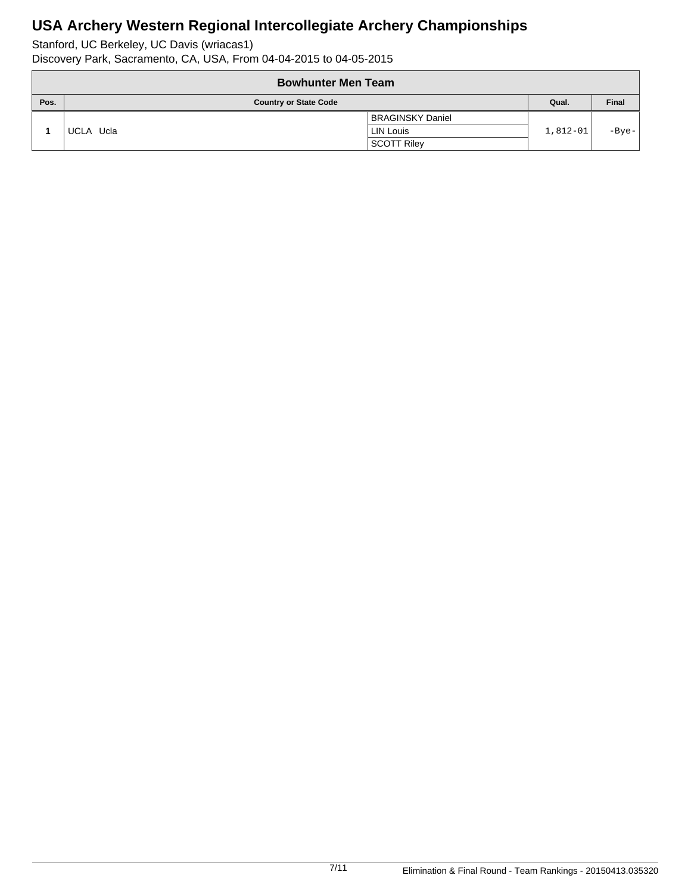# USA Archery Western Regional Intercollegiate Archery Championships

Stanford, UC Berkeley, UC Davis (wriacas1)
Discovery Park, Sacramento, CA, USA, From 04-04-2015 to 04-05-2015

| Bowhunter Men Team | | | | |
|---|---|---|---|---|
| **Pos.** | **Country or State Code** | | **Qual.** | **Final** |
| **1** | UCLA Ucla | BRAGINSKY Daniel<br>LIN Louis<br>SCOTT Riley | 1,812-01 | -Bye- |

Elimination & Final Round - Team Rankings - 20150413.035320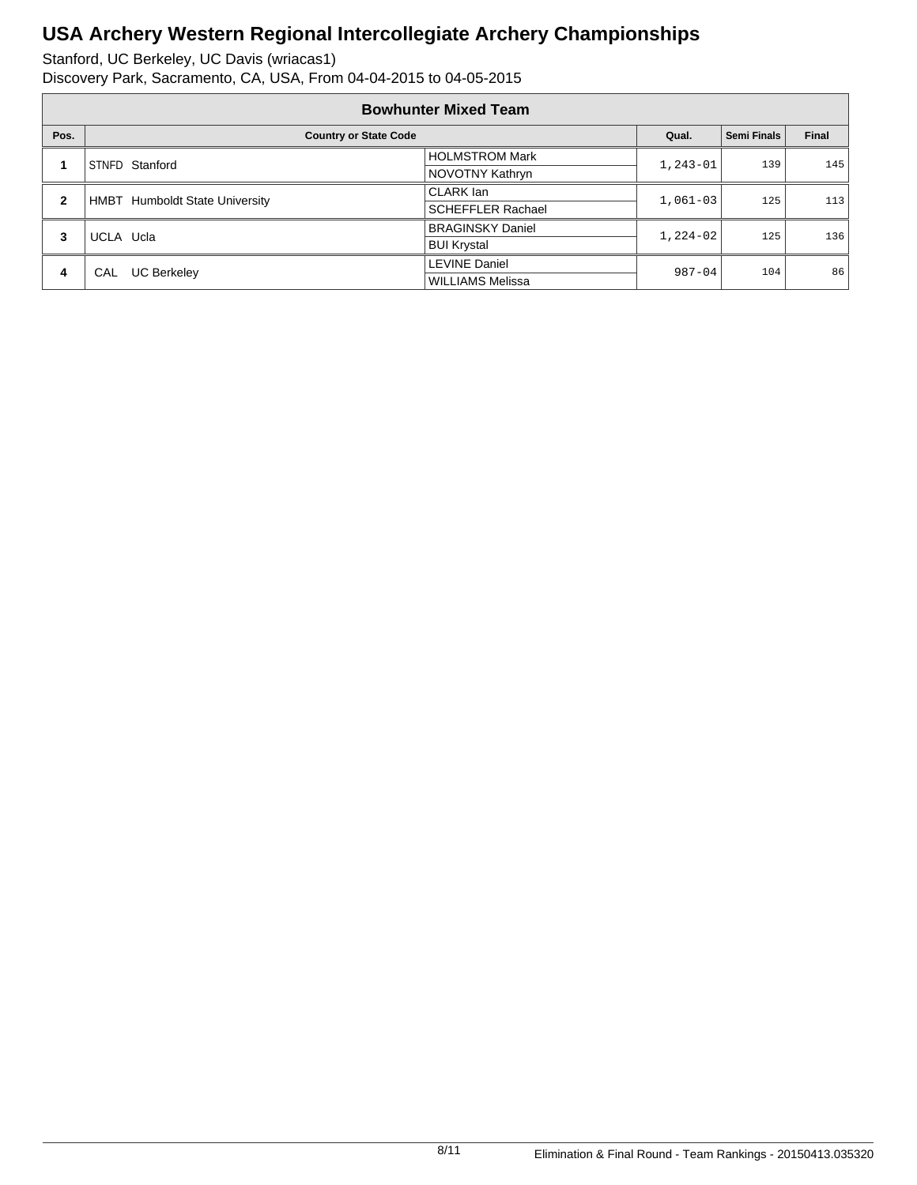# USA Archery Western Regional Intercollegiate Archery Championships

Stanford, UC Berkeley, UC Davis (wriacas1)
Discovery Park, Sacramento, CA, USA, From 04-04-2015 to 04-05-2015

## Bowhunter Mixed Team

| Pos. | Country or State Code | | Qual. | Semi Finals | Final |
|---|---|---|---|---|---|
| 1 | STNFD Stanford | HOLMSTROM Mark<br>NOVOTNY Kathryn | 1,243-01 | 139 | 145 |
| 2 | HMBT Humboldt State University | CLARK Ian<br>SCHEFFLER Rachael | 1,061-03 | 125 | 113 |
| 3 | UCLA Ucla | BRAGINSKY Daniel<br>BUI Krystal | 1,224-02 | 125 | 136 |
| 4 | CAL UC Berkeley | LEVINE Daniel<br>WILLIAMS Melissa | 987-04 | 104 | 86 |

Elimination & Final Round - Team Rankings - 20150413.035320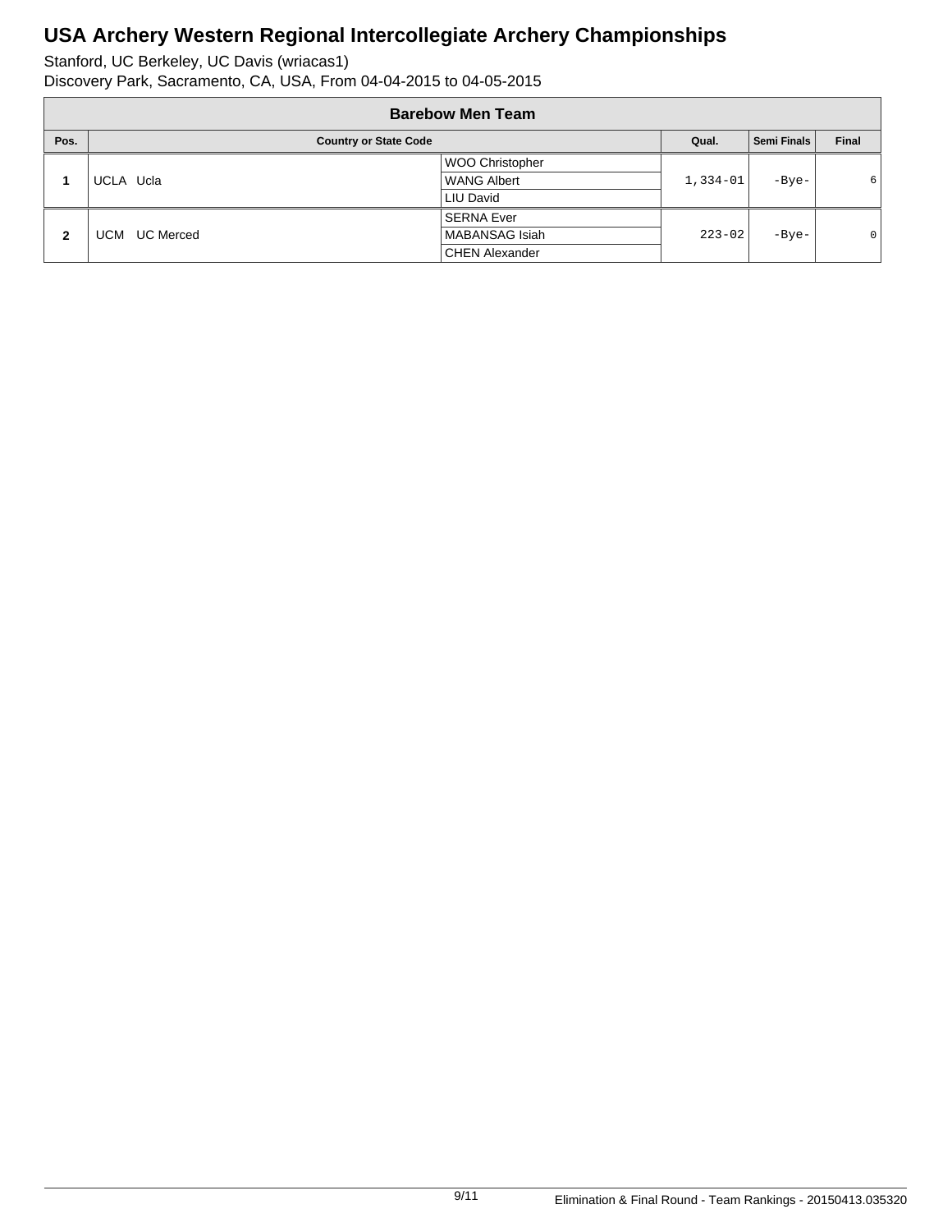# USA Archery Western Regional Intercollegiate Archery Championships

Stanford, UC Berkeley, UC Davis (wriacas1)
Discovery Park, Sacramento, CA, USA, From 04-04-2015 to 04-05-2015

## Barebow Men Team

| Pos. | Country or State Code | | Qual. | Semi Finals | Final |
|---|---|---|---|---|---|
| 1 | UCLA Ucla | WOO Christopher<br>WANG Albert<br>LIU David | 1,334-01 | -Bye- | 6 |
| 2 | UCM UC Merced | SERNA Ever<br>MABANSAG Isiah<br>CHEN Alexander | 223-02 | -Bye- | 0 |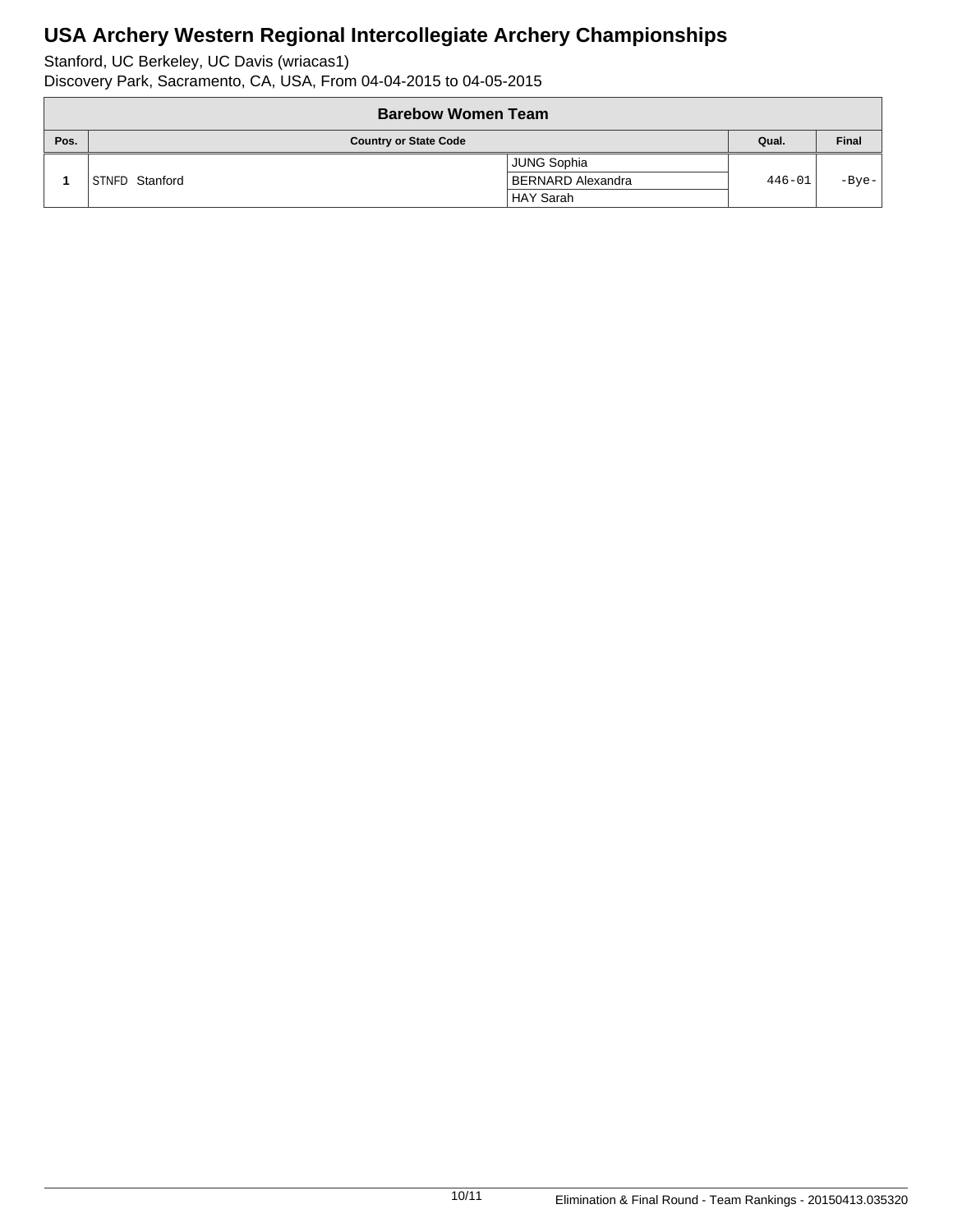# USA Archery Western Regional Intercollegiate Archery Championships

Stanford, UC Berkeley, UC Davis (wriacas1)
Discovery Park, Sacramento, CA, USA, From 04-04-2015 to 04-05-2015

## Barebow Women Team

| Pos. | Country or State Code | | Qual. | Final |
|---|---|---|---|---|
| 1 | STNFD Stanford | JUNG Sophia<br>BERNARD Alexandra<br>HAY Sarah | 446-01 | -Bye- |

Elimination & Final Round - Team Rankings - 20150413.035320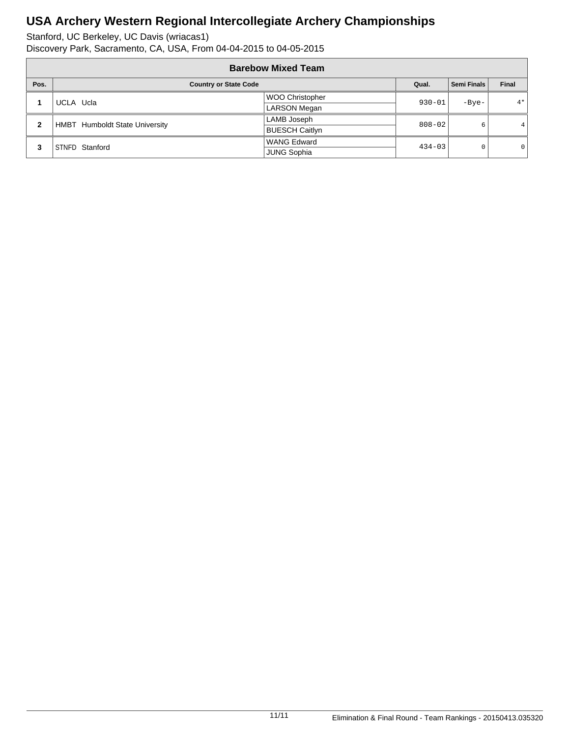# USA Archery Western Regional Intercollegiate Archery Championships

Stanford, UC Berkeley, UC Davis (wriacas1)

Discovery Park, Sacramento, CA, USA, From 04-04-2015 to 04-05-2015

| Barebow Mixed Team | | | | | |
|---|---|---|---|---|---|
| **Pos.** | **Country or State Code** | | **Qual.** | **Semi Finals** | **Final** |
| 1 | UCLA Ucla | WOO Christopher | 930-01 | -Bye- | 4* |
| | | LARSON Megan | | | |
| 2 | HMBT Humboldt State University | LAMB Joseph | 808-02 | 6 | 4 |
| | | BUESCH Caitlyn | | | |
| 3 | STNFD Stanford | WANG Edward | 434-03 | 0 | 0 |
| | | JUNG Sophia | | | |

Elimination & Final Round - Team Rankings - 20150413.035320